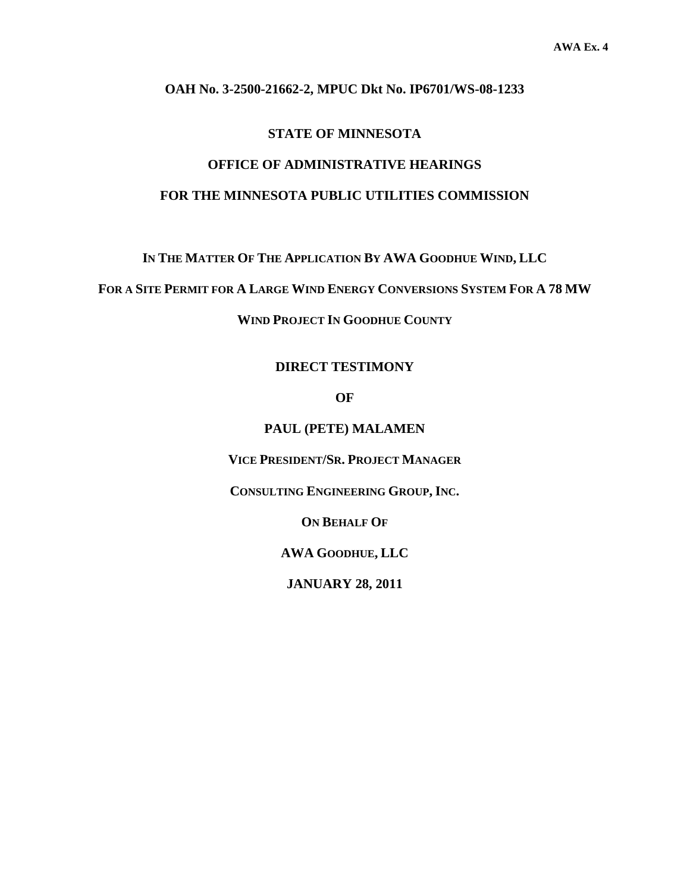**AWA Ex. 4**

**OAH No. 3-2500-21662-2, MPUC Dkt No. IP6701/WS-08-1233**

**STATE OF MINNESOTA**

**OFFICE OF ADMINISTRATIVE HEARINGS**

**FOR THE MINNESOTA PUBLIC UTILITIES COMMISSION**

**IN THE MATTER OF THE APPLICATION BY AWA GOODHUE WIND, LLC**

**FOR A SITE PERMIT FOR A LARGE WIND ENERGY CONVERSIONS SYSTEM FOR A 78 MW**

**WIND PROJECT IN GOODHUE COUNTY**

**DIRECT TESTIMONY**

**OF**

**PAUL (PETE) MALAMEN**

**VICE PRESIDENT/SR. PROJECT MANAGER**

**CONSULTING ENGINEERING GROUP, INC.**

**ON BEHALF OF**

**AWA GOODHUE, LLC**

**JANUARY 28, 2011**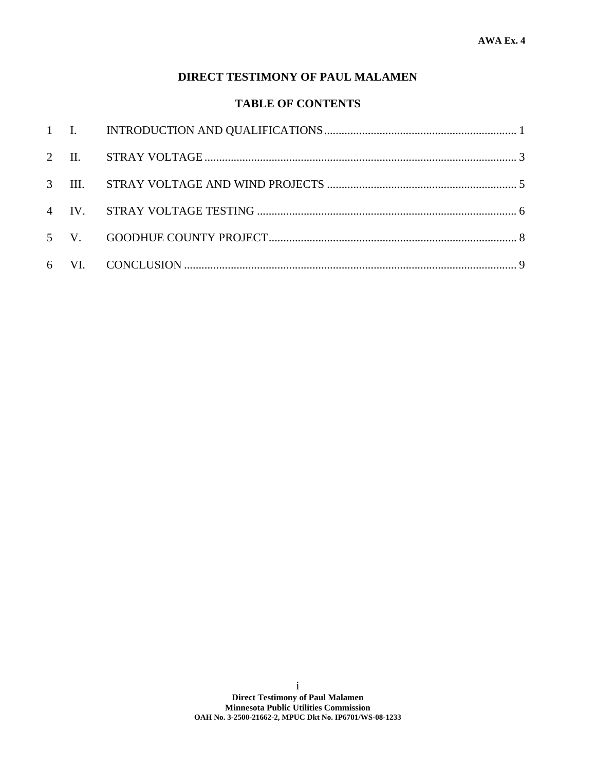AWA Ex. 4

# DIRECT TESTIMONY OF PAUL MALAMEN

## TABLE OF CONTENTS

1 I. INTRODUCTION AND QUALIFICATIONS .......... 1

2 II. STRAY VOLTAGE .......... 3

3 III. STRAY VOLTAGE AND WIND PROJECTS .......... 5

4 IV. STRAY VOLTAGE TESTING .......... 6

5 V. GOODHUE COUNTY PROJECT .......... 8

6 VI. CONCLUSION .......... 9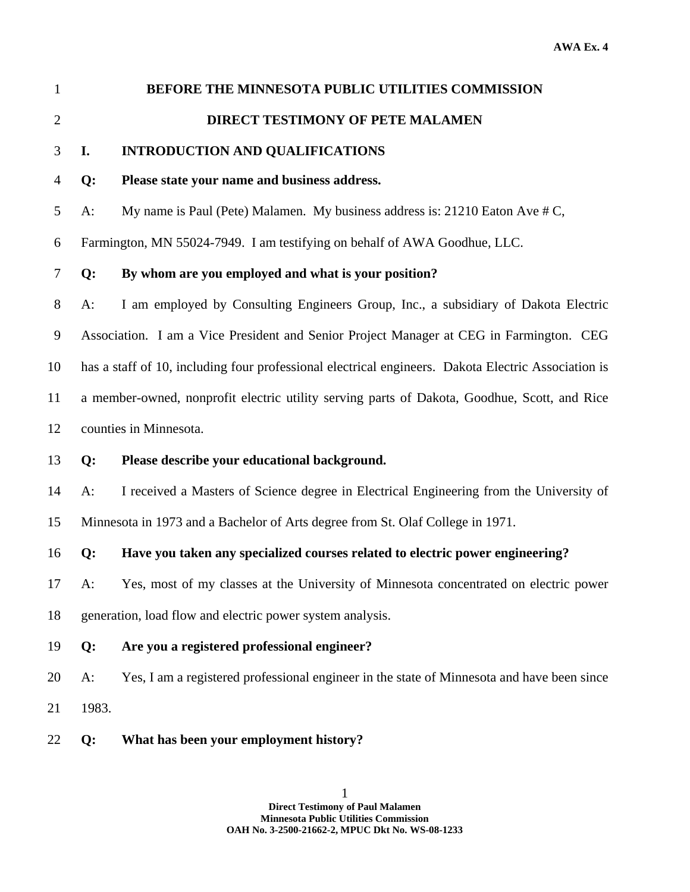**BEFORE THE MINNESOTA PUBLIC UTILITIES COMMISSION**

**DIRECT TESTIMONY OF PETE MALAMEN**

## I. INTRODUCTION AND QUALIFICATIONS

**Q: Please state your name and business address.**

A: My name is Paul (Pete) Malamen. My business address is: 21210 Eaton Ave # C, Farmington, MN 55024-7949. I am testifying on behalf of AWA Goodhue, LLC.

**Q: By whom are you employed and what is your position?**

A: I am employed by Consulting Engineers Group, Inc., a subsidiary of Dakota Electric Association. I am a Vice President and Senior Project Manager at CEG in Farmington. CEG has a staff of 10, including four professional electrical engineers. Dakota Electric Association is a member-owned, nonprofit electric utility serving parts of Dakota, Goodhue, Scott, and Rice counties in Minnesota.

**Q: Please describe your educational background.**

A: I received a Masters of Science degree in Electrical Engineering from the University of Minnesota in 1973 and a Bachelor of Arts degree from St. Olaf College in 1971.

**Q: Have you taken any specialized courses related to electric power engineering?**

A: Yes, most of my classes at the University of Minnesota concentrated on electric power generation, load flow and electric power system analysis.

**Q: Are you a registered professional engineer?**

A: Yes, I am a registered professional engineer in the state of Minnesota and have been since 1983.

**Q: What has been your employment history?**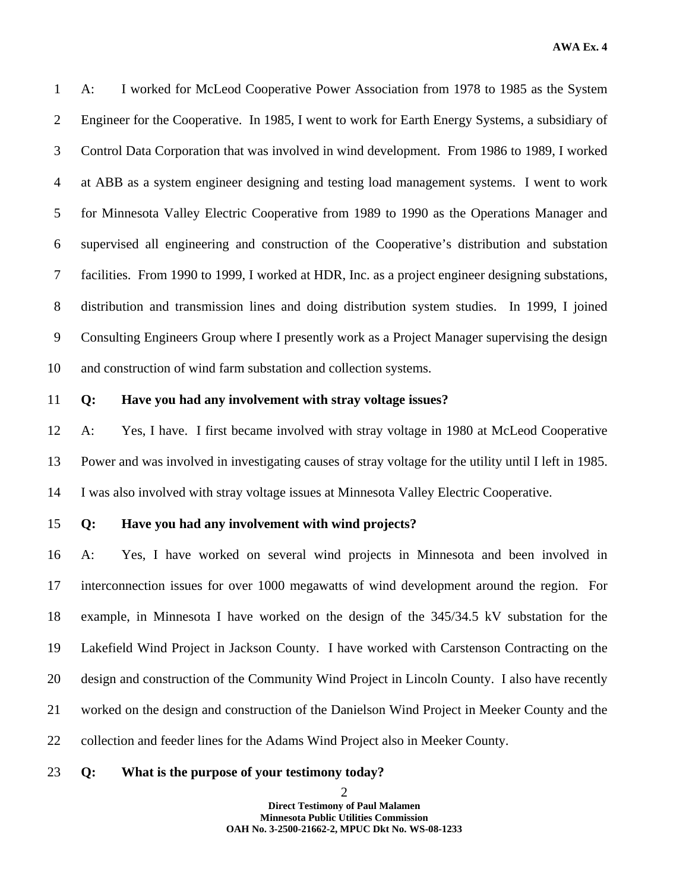A: I worked for McLeod Cooperative Power Association from 1978 to 1985 as the System Engineer for the Cooperative. In 1985, I went to work for Earth Energy Systems, a subsidiary of Control Data Corporation that was involved in wind development. From 1986 to 1989, I worked at ABB as a system engineer designing and testing load management systems. I went to work for Minnesota Valley Electric Cooperative from 1989 to 1990 as the Operations Manager and supervised all engineering and construction of the Cooperative's distribution and substation facilities. From 1990 to 1999, I worked at HDR, Inc. as a project engineer designing substations, distribution and transmission lines and doing distribution system studies. In 1999, I joined Consulting Engineers Group where I presently work as a Project Manager supervising the design and construction of wind farm substation and collection systems.

**Q: Have you had any involvement with stray voltage issues?**

A: Yes, I have. I first became involved with stray voltage in 1980 at McLeod Cooperative Power and was involved in investigating causes of stray voltage for the utility until I left in 1985. I was also involved with stray voltage issues at Minnesota Valley Electric Cooperative.

**Q: Have you had any involvement with wind projects?**

A: Yes, I have worked on several wind projects in Minnesota and been involved in interconnection issues for over 1000 megawatts of wind development around the region. For example, in Minnesota I have worked on the design of the 345/34.5 kV substation for the Lakefield Wind Project in Jackson County. I have worked with Carstenson Contracting on the design and construction of the Community Wind Project in Lincoln County. I also have recently worked on the design and construction of the Danielson Wind Project in Meeker County and the collection and feeder lines for the Adams Wind Project also in Meeker County.

**Q: What is the purpose of your testimony today?**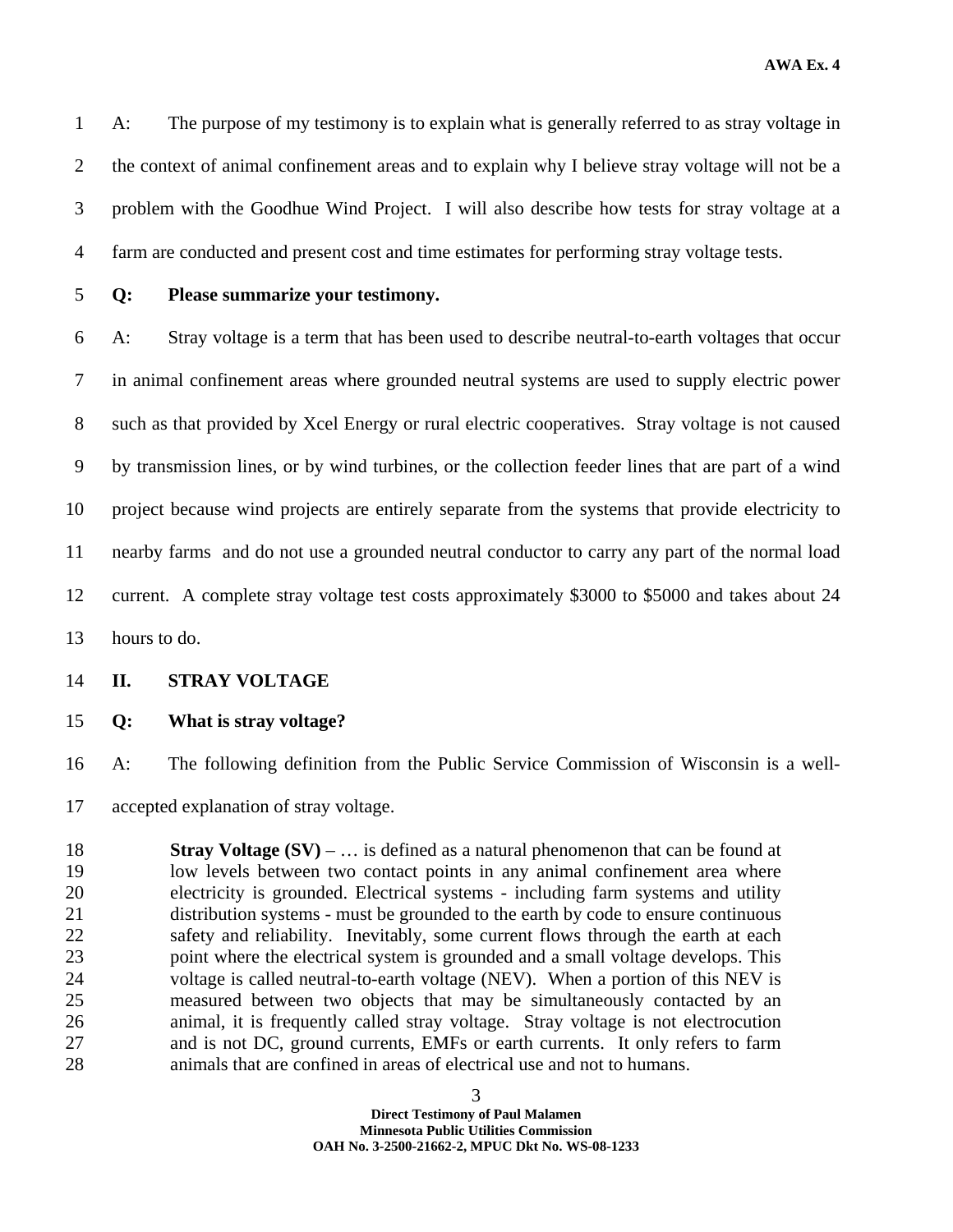A: The purpose of my testimony is to explain what is generally referred to as stray voltage in the context of animal confinement areas and to explain why I believe stray voltage will not be a problem with the Goodhue Wind Project. I will also describe how tests for stray voltage at a farm are conducted and present cost and time estimates for performing stray voltage tests.

**Q: Please summarize your testimony.**

A: Stray voltage is a term that has been used to describe neutral-to-earth voltages that occur in animal confinement areas where grounded neutral systems are used to supply electric power such as that provided by Xcel Energy or rural electric cooperatives. Stray voltage is not caused by transmission lines, or by wind turbines, or the collection feeder lines that are part of a wind project because wind projects are entirely separate from the systems that provide electricity to nearby farms and do not use a grounded neutral conductor to carry any part of the normal load current. A complete stray voltage test costs approximately $3000 to $5000 and takes about 24 hours to do.

## II. STRAY VOLTAGE

**Q: What is stray voltage?**

A: The following definition from the Public Service Commission of Wisconsin is a well-accepted explanation of stray voltage.

> **Stray Voltage (SV)** – … is defined as a natural phenomenon that can be found at low levels between two contact points in any animal confinement area where electricity is grounded. Electrical systems - including farm systems and utility distribution systems - must be grounded to the earth by code to ensure continuous safety and reliability. Inevitably, some current flows through the earth at each point where the electrical system is grounded and a small voltage develops. This voltage is called neutral-to-earth voltage (NEV). When a portion of this NEV is measured between two objects that may be simultaneously contacted by an animal, it is frequently called stray voltage. Stray voltage is not electrocution and is not DC, ground currents, EMFs or earth currents. It only refers to farm animals that are confined in areas of electrical use and not to humans.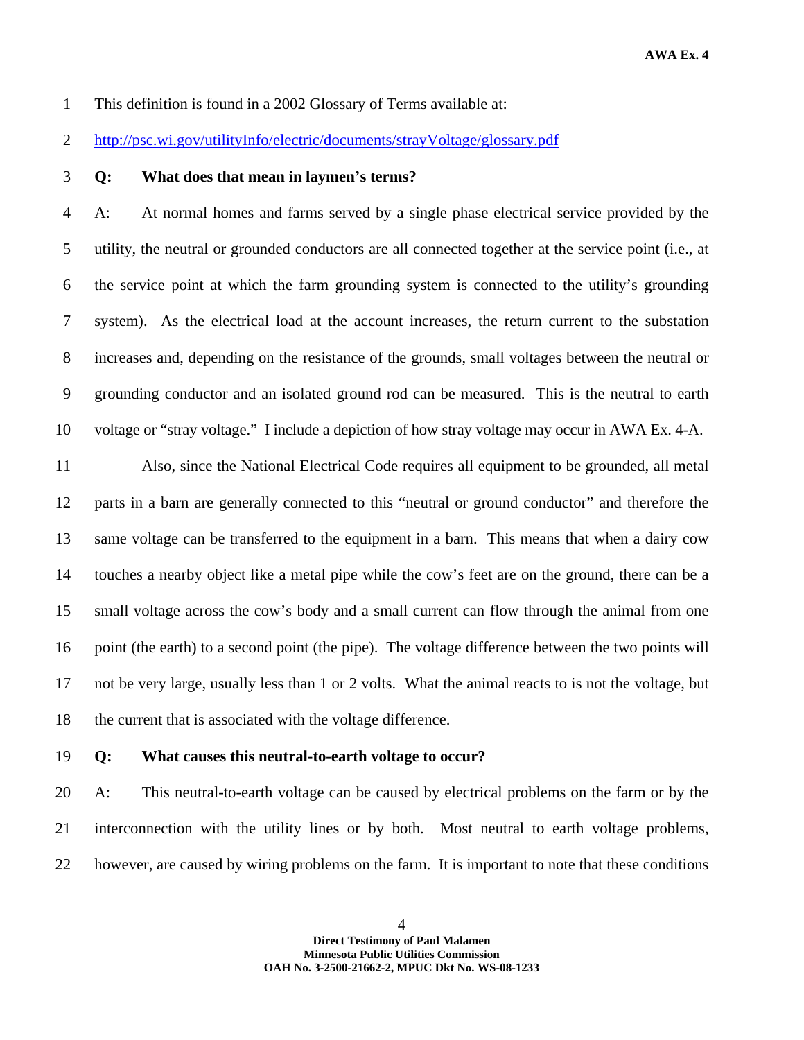This definition is found in a 2002 Glossary of Terms available at:

http://psc.wi.gov/utilityInfo/electric/documents/strayVoltage/glossary.pdf

**Q: What does that mean in laymen's terms?**

A: At normal homes and farms served by a single phase electrical service provided by the utility, the neutral or grounded conductors are all connected together at the service point (i.e., at the service point at which the farm grounding system is connected to the utility's grounding system). As the electrical load at the account increases, the return current to the substation increases and, depending on the resistance of the grounds, small voltages between the neutral or grounding conductor and an isolated ground rod can be measured. This is the neutral to earth voltage or "stray voltage." I include a depiction of how stray voltage may occur in AWA Ex. 4-A.

Also, since the National Electrical Code requires all equipment to be grounded, all metal parts in a barn are generally connected to this "neutral or ground conductor" and therefore the same voltage can be transferred to the equipment in a barn. This means that when a dairy cow touches a nearby object like a metal pipe while the cow's feet are on the ground, there can be a small voltage across the cow's body and a small current can flow through the animal from one point (the earth) to a second point (the pipe). The voltage difference between the two points will not be very large, usually less than 1 or 2 volts. What the animal reacts to is not the voltage, but the current that is associated with the voltage difference.

**Q: What causes this neutral-to-earth voltage to occur?**

A: This neutral-to-earth voltage can be caused by electrical problems on the farm or by the interconnection with the utility lines or by both. Most neutral to earth voltage problems, however, are caused by wiring problems on the farm. It is important to note that these conditions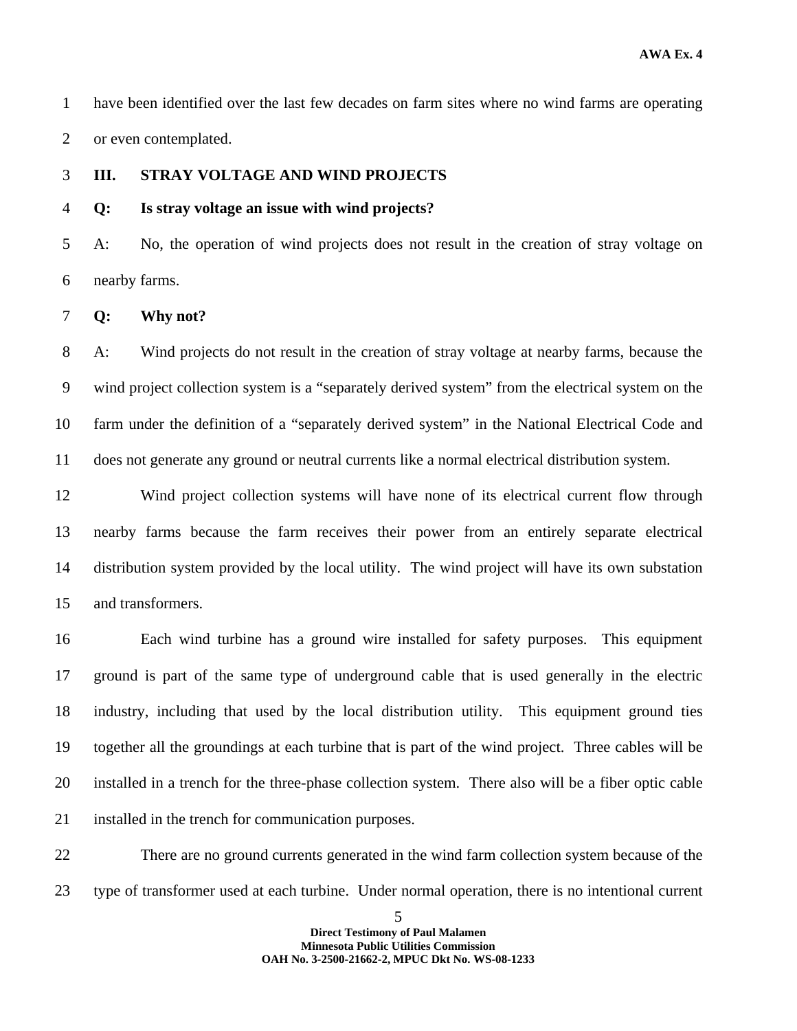have been identified over the last few decades on farm sites where no wind farms are operating or even contemplated.

## III. STRAY VOLTAGE AND WIND PROJECTS

**Q: Is stray voltage an issue with wind projects?**

A: No, the operation of wind projects does not result in the creation of stray voltage on nearby farms.

**Q: Why not?**

A: Wind projects do not result in the creation of stray voltage at nearby farms, because the wind project collection system is a "separately derived system" from the electrical system on the farm under the definition of a "separately derived system" in the National Electrical Code and does not generate any ground or neutral currents like a normal electrical distribution system.

Wind project collection systems will have none of its electrical current flow through nearby farms because the farm receives their power from an entirely separate electrical distribution system provided by the local utility. The wind project will have its own substation and transformers.

Each wind turbine has a ground wire installed for safety purposes. This equipment ground is part of the same type of underground cable that is used generally in the electric industry, including that used by the local distribution utility. This equipment ground ties together all the groundings at each turbine that is part of the wind project. Three cables will be installed in a trench for the three-phase collection system. There also will be a fiber optic cable installed in the trench for communication purposes.

There are no ground currents generated in the wind farm collection system because of the type of transformer used at each turbine. Under normal operation, there is no intentional current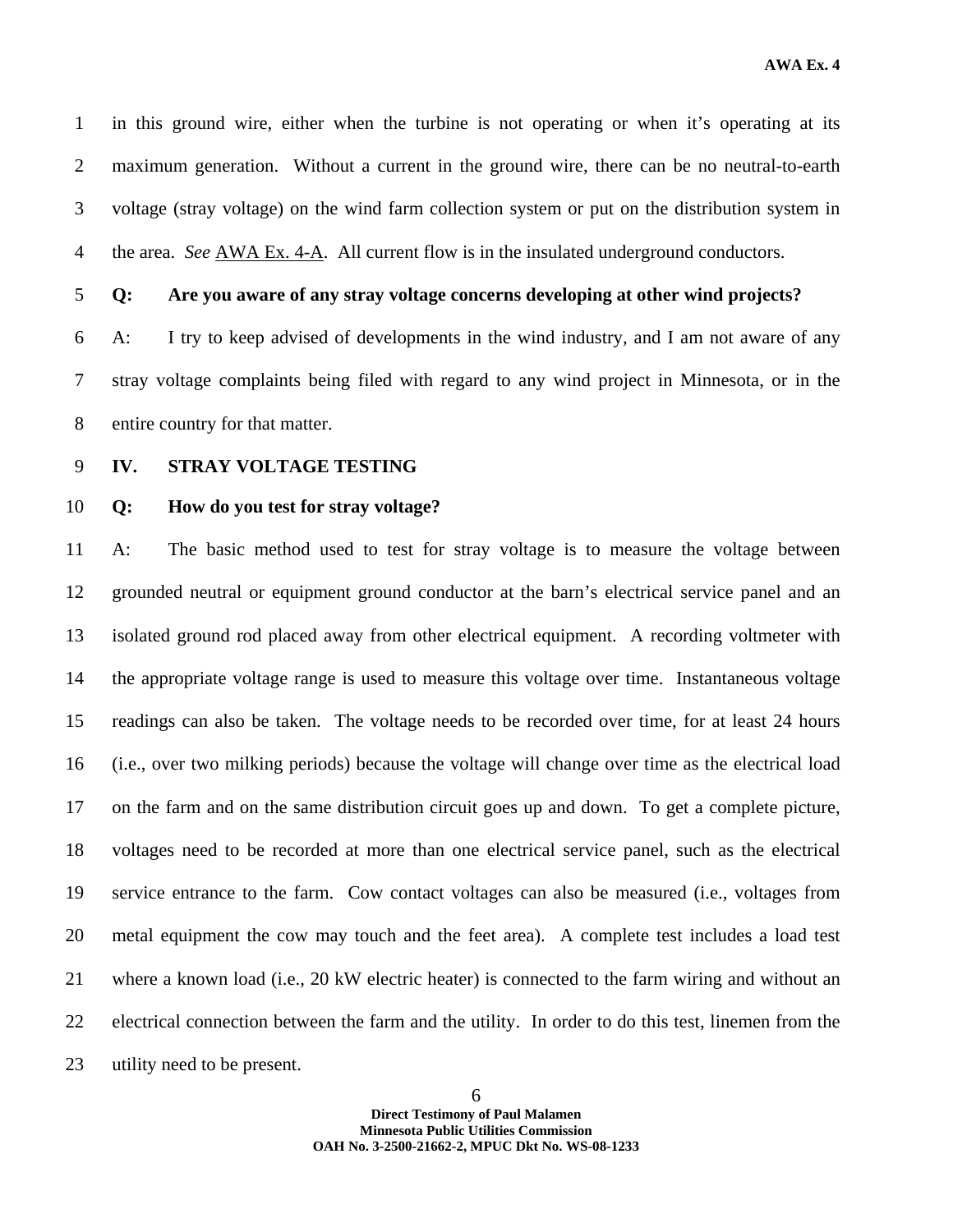in this ground wire, either when the turbine is not operating or when it's operating at its maximum generation. Without a current in the ground wire, there can be no neutral-to-earth voltage (stray voltage) on the wind farm collection system or put on the distribution system in the area. *See* AWA Ex. 4-A. All current flow is in the insulated underground conductors.

**Q: Are you aware of any stray voltage concerns developing at other wind projects?**

A: I try to keep advised of developments in the wind industry, and I am not aware of any stray voltage complaints being filed with regard to any wind project in Minnesota, or in the entire country for that matter.

## IV. STRAY VOLTAGE TESTING

**Q: How do you test for stray voltage?**

A: The basic method used to test for stray voltage is to measure the voltage between grounded neutral or equipment ground conductor at the barn's electrical service panel and an isolated ground rod placed away from other electrical equipment. A recording voltmeter with the appropriate voltage range is used to measure this voltage over time. Instantaneous voltage readings can also be taken. The voltage needs to be recorded over time, for at least 24 hours (i.e., over two milking periods) because the voltage will change over time as the electrical load on the farm and on the same distribution circuit goes up and down. To get a complete picture, voltages need to be recorded at more than one electrical service panel, such as the electrical service entrance to the farm. Cow contact voltages can also be measured (i.e., voltages from metal equipment the cow may touch and the feet area). A complete test includes a load test where a known load (i.e., 20 kW electric heater) is connected to the farm wiring and without an electrical connection between the farm and the utility. In order to do this test, linemen from the utility need to be present.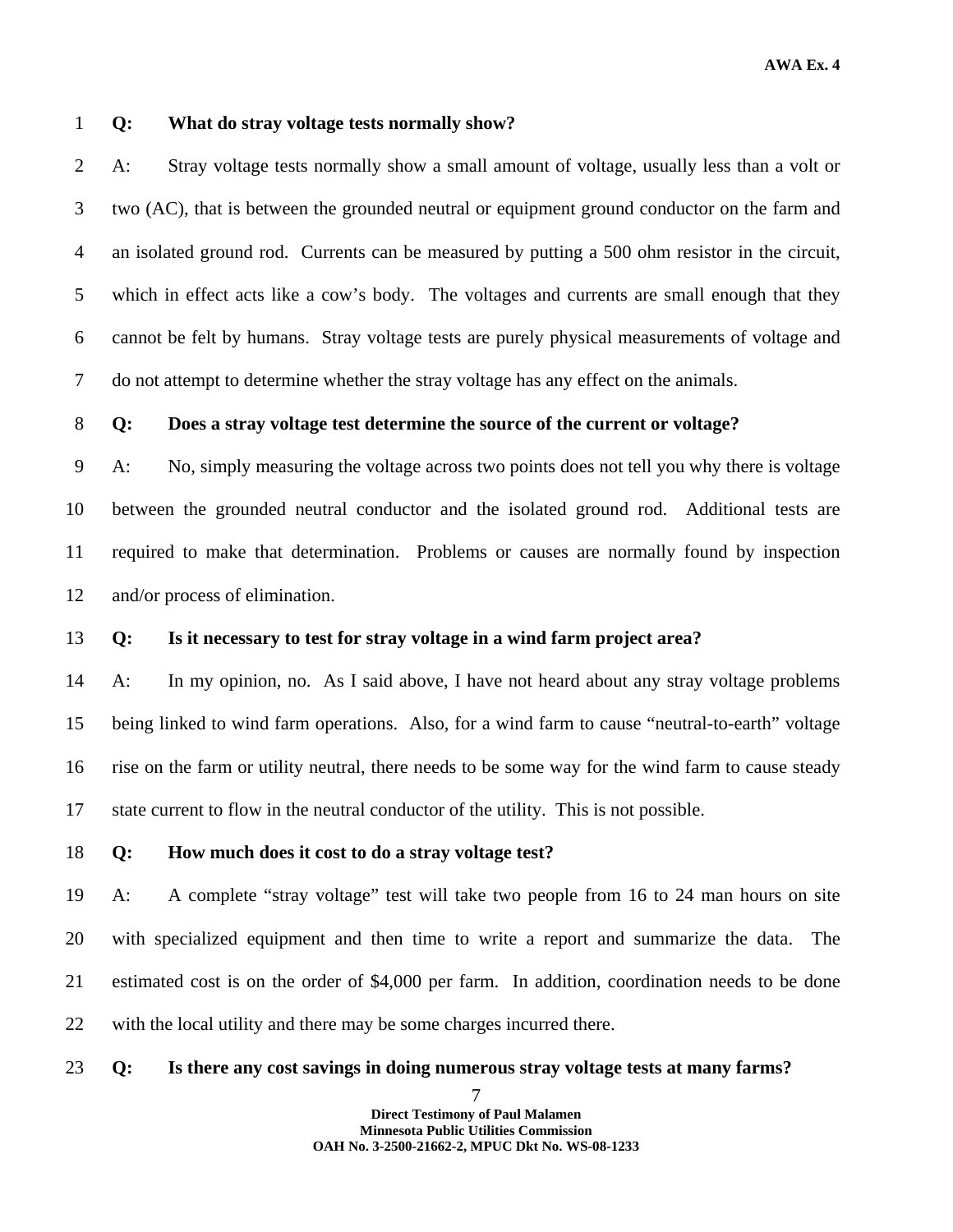**Q: What do stray voltage tests normally show?**

A: Stray voltage tests normally show a small amount of voltage, usually less than a volt or two (AC), that is between the grounded neutral or equipment ground conductor on the farm and an isolated ground rod. Currents can be measured by putting a 500 ohm resistor in the circuit, which in effect acts like a cow's body. The voltages and currents are small enough that they cannot be felt by humans. Stray voltage tests are purely physical measurements of voltage and do not attempt to determine whether the stray voltage has any effect on the animals.

**Q: Does a stray voltage test determine the source of the current or voltage?**

A: No, simply measuring the voltage across two points does not tell you why there is voltage between the grounded neutral conductor and the isolated ground rod. Additional tests are required to make that determination. Problems or causes are normally found by inspection and/or process of elimination.

**Q: Is it necessary to test for stray voltage in a wind farm project area?**

A: In my opinion, no. As I said above, I have not heard about any stray voltage problems being linked to wind farm operations. Also, for a wind farm to cause "neutral-to-earth" voltage rise on the farm or utility neutral, there needs to be some way for the wind farm to cause steady state current to flow in the neutral conductor of the utility. This is not possible.

**Q: How much does it cost to do a stray voltage test?**

A: A complete "stray voltage" test will take two people from 16 to 24 man hours on site with specialized equipment and then time to write a report and summarize the data. The estimated cost is on the order of $4,000 per farm. In addition, coordination needs to be done with the local utility and there may be some charges incurred there.

**Q: Is there any cost savings in doing numerous stray voltage tests at many farms?**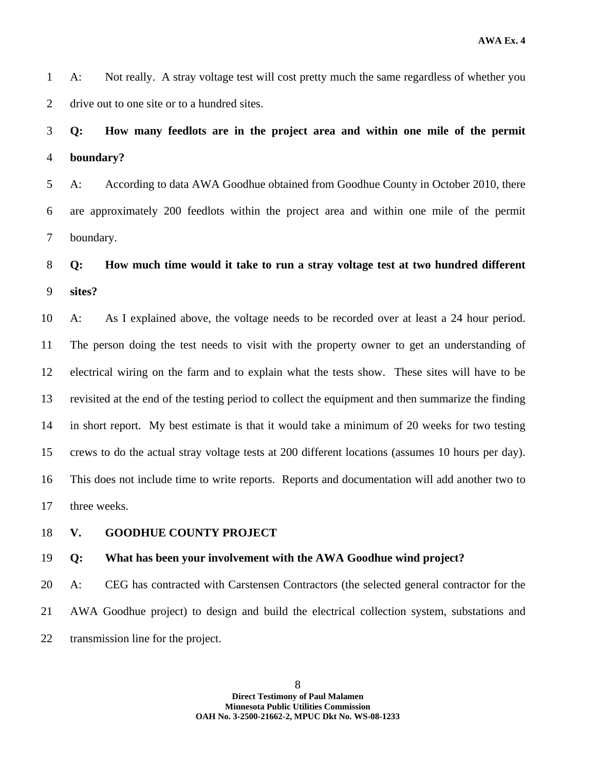A: Not really. A stray voltage test will cost pretty much the same regardless of whether you drive out to one site or to a hundred sites.

**Q: How many feedlots are in the project area and within one mile of the permit boundary?**

A: According to data AWA Goodhue obtained from Goodhue County in October 2010, there are approximately 200 feedlots within the project area and within one mile of the permit boundary.

**Q: How much time would it take to run a stray voltage test at two hundred different sites?**

A: As I explained above, the voltage needs to be recorded over at least a 24 hour period. The person doing the test needs to visit with the property owner to get an understanding of electrical wiring on the farm and to explain what the tests show. These sites will have to be revisited at the end of the testing period to collect the equipment and then summarize the finding in short report. My best estimate is that it would take a minimum of 20 weeks for two testing crews to do the actual stray voltage tests at 200 different locations (assumes 10 hours per day). This does not include time to write reports. Reports and documentation will add another two to three weeks.

## V. GOODHUE COUNTY PROJECT

**Q: What has been your involvement with the AWA Goodhue wind project?**

A: CEG has contracted with Carstensen Contractors (the selected general contractor for the AWA Goodhue project) to design and build the electrical collection system, substations and transmission line for the project.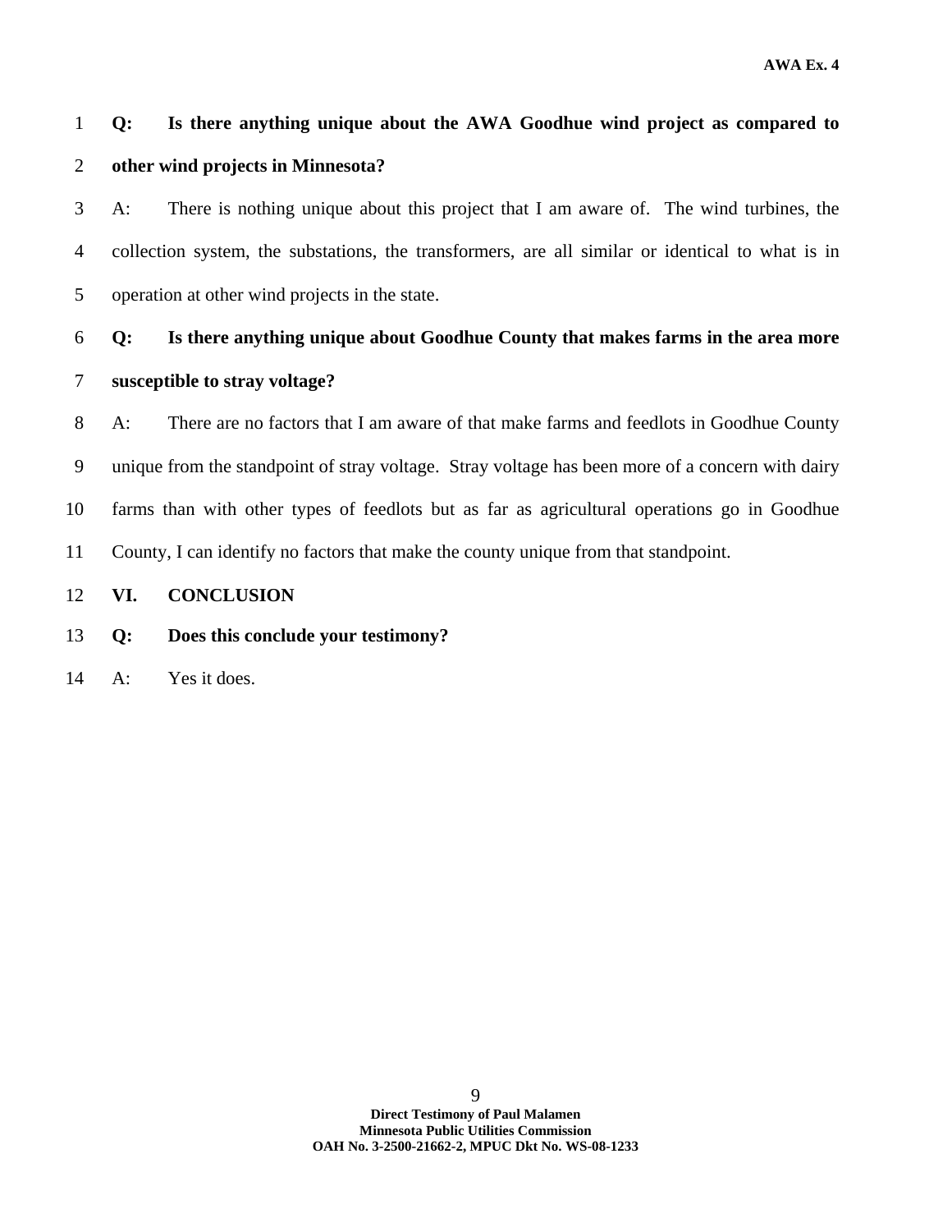**Q: Is there anything unique about the AWA Goodhue wind project as compared to other wind projects in Minnesota?**

A: There is nothing unique about this project that I am aware of. The wind turbines, the collection system, the substations, the transformers, are all similar or identical to what is in operation at other wind projects in the state.

**Q: Is there anything unique about Goodhue County that makes farms in the area more susceptible to stray voltage?**

A: There are no factors that I am aware of that make farms and feedlots in Goodhue County unique from the standpoint of stray voltage. Stray voltage has been more of a concern with dairy farms than with other types of feedlots but as far as agricultural operations go in Goodhue County, I can identify no factors that make the county unique from that standpoint.

## VI. CONCLUSION

**Q: Does this conclude your testimony?**

A: Yes it does.